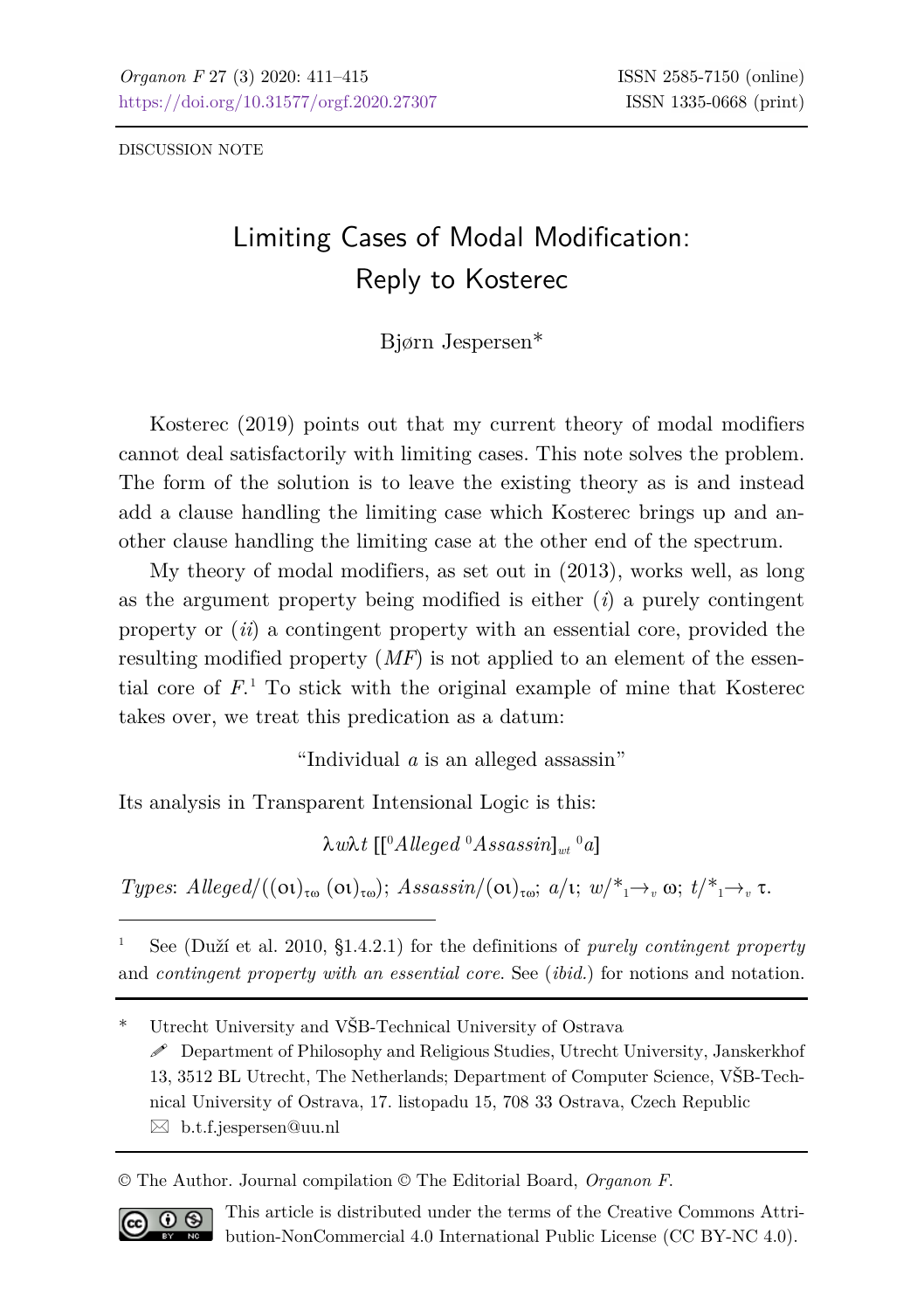DISCUSSION NOTE

# Limiting Cases of Modal Modification: Reply to Kosterec

Bjørn Jespersen*

Kosterec (2019) points out that my current theory of modal modifiers cannot deal satisfactorily with limiting cases. This note solves the problem. The form of the solution is to leave the existing theory as is and instead add a clause handling the limiting case which Kosterec brings up and another clause handling the limiting case at the other end of the spectrum.

My theory of modal modifiers, as set out in (2013), works well, as long as the argument property being modified is either (*i*) a purely contingent property or (*ii*) a contingent property with an essential core, provided the resulting modified property (*MF*) is not applied to an element of the essential core of *F*.[1] To stick with the original example of mine that Kosterec takes over, we treat this predication as a datum:

"Individual *a* is an alleged assassin"

Its analysis in Transparent Intensional Logic is this:

$$\lambda w \lambda t\ [[{}^0Alleged\ {}^0Assassin]_{wt}\ {}^0a]$$

*Types*: $Alleged/((o\iota)_{\tau\omega}\ (o\iota)_{\tau\omega})$; $Assassin/(o\iota)_{\tau\omega}$; $a/\iota$; $w/*_1 \rightarrow_v \omega$; $t/*_1 \rightarrow_v \tau$.

[1] See (Duží et al. 2010, §1.4.2.1) for the definitions of *purely contingent property* and *contingent property with an essential core*. See (*ibid.*) for notions and notation.

* Utrecht University and VŠB-Technical University of Ostrava
Department of Philosophy and Religious Studies, Utrecht University, Janskerkhof 13, 3512 BL Utrecht, The Netherlands; Department of Computer Science, VŠB-Technical University of Ostrava, 17. listopadu 15, 708 33 Ostrava, Czech Republic
b.t.f.jespersen@uu.nl

© The Author. Journal compilation © The Editorial Board, *Organon F*.

This article is distributed under the terms of the Creative Commons Attribution-NonCommercial 4.0 International Public License (CC BY-NC 4.0).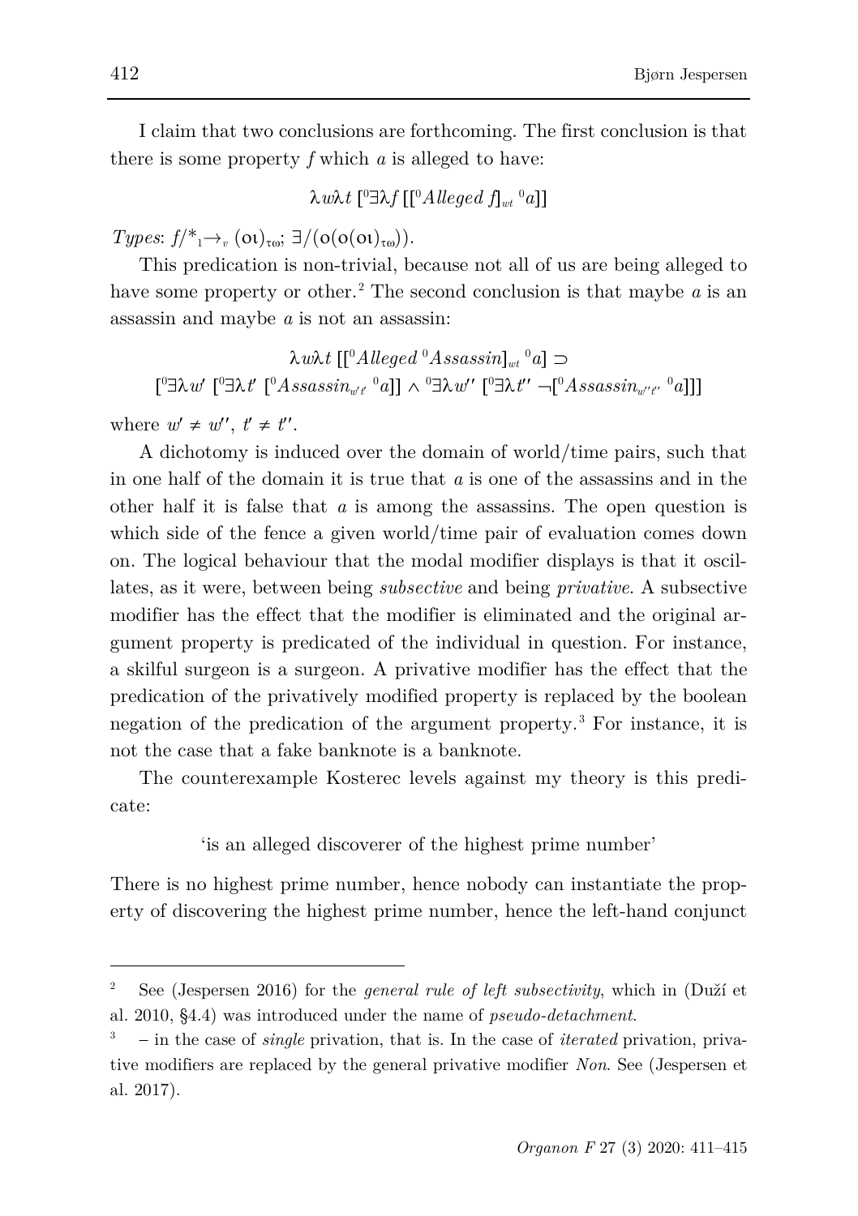I claim that two conclusions are forthcoming. The first conclusion is that there is some property *f* which *a* is alleged to have:

$$\lambda w \lambda t\ [{}^0\exists \lambda f\ [[{}^0Alleged\ f]_{wt}\ {}^0a]]$$

*Types*: $f/*_1 \rightarrow_v (o\iota)_{\tau\omega}$; $\exists/(o(o(o\iota)_{\tau\omega}))$.

This predication is non-trivial, because not all of us are being alleged to have some property or other.[2] The second conclusion is that maybe *a* is an assassin and maybe *a* is not an assassin:

$$\lambda w \lambda t\ [[{}^0Alleged\ {}^0Assassin]_{wt}\ {}^0a] \supset$$
$$[{}^0\exists \lambda w'\ [{}^0\exists \lambda t'\ [{}^0Assassin_{w't'}\ {}^0a]] \wedge {}^0\exists \lambda w''\ [{}^0\exists \lambda t''\ \neg[{}^0Assassin_{w''t''}\ {}^0a]]]$$

where $w' \neq w''$, $t' \neq t''$.

A dichotomy is induced over the domain of world/time pairs, such that in one half of the domain it is true that *a* is one of the assassins and in the other half it is false that *a* is among the assassins. The open question is which side of the fence a given world/time pair of evaluation comes down on. The logical behaviour that the modal modifier displays is that it oscillates, as it were, between being *subsective* and being *privative*. A subsective modifier has the effect that the modifier is eliminated and the original argument property is predicated of the individual in question. For instance, a skilful surgeon is a surgeon. A privative modifier has the effect that the predication of the privatively modified property is replaced by the boolean negation of the predication of the argument property.[3] For instance, it is not the case that a fake banknote is a banknote.

The counterexample Kosterec levels against my theory is this predicate:

'is an alleged discoverer of the highest prime number'

There is no highest prime number, hence nobody can instantiate the property of discovering the highest prime number, hence the left-hand conjunct

---

[2] See (Jespersen 2016) for the *general rule of left subsectivity*, which in (Duží et al. 2010, §4.4) was introduced under the name of *pseudo-detachment*.

[3] – in the case of *single* privation, that is. In the case of *iterated* privation, privative modifiers are replaced by the general privative modifier *Non*. See (Jespersen et al. 2017).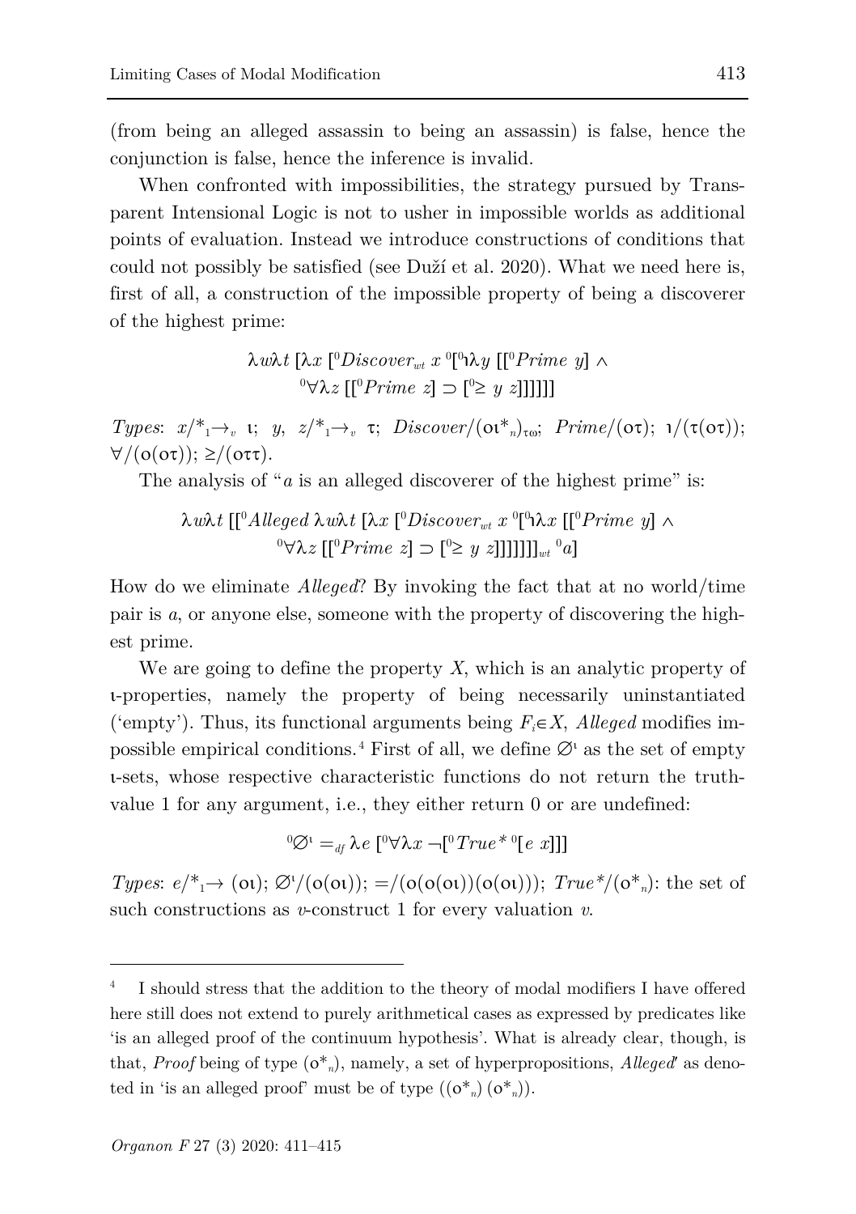(from being an alleged assassin to being an assassin) is false, hence the conjunction is false, hence the inference is invalid.

When confronted with impossibilities, the strategy pursued by Transparent Intensional Logic is not to usher in impossible worlds as additional points of evaluation. Instead we introduce constructions of conditions that could not possibly be satisfied (see Duží et al. 2020). What we need here is, first of all, a construction of the impossible property of being a discoverer of the highest prime:

$$\lambda w \lambda t\ [\lambda x\ [{}^0Discover_{wt}\ x\ {}^0[{}^0\iota\lambda y\ [[{}^0Prime\ y] \wedge {}^0\forall\lambda z\ [[{}^0Prime\ z] \supset [{}^0\geq\ y\ z]]]]]]$$

*Types*: $x/*_1\!\rightarrow_v\ \iota$; $y$, $z/*_1\!\rightarrow_v\ \tau$; $Discover/(o\iota*_n)_{\tau\omega}$; $Prime/(o\tau)$; $\iota/(\tau(o\tau))$; $\forall/(o(o\tau))$; $\geq/(o\tau\tau)$.

The analysis of "$a$ is an alleged discoverer of the highest prime" is:

$$\lambda w \lambda t\ [[{}^0Alleged\ \lambda w \lambda t\ [\lambda x\ [{}^0Discover_{wt}\ x\ {}^0[{}^0\iota\lambda x\ [[{}^0Prime\ y] \wedge {}^0\forall\lambda z\ [[{}^0Prime\ z] \supset [{}^0\geq\ y\ z]]]]]]]_{wt}\ {}^0a]$$

How do we eliminate *Alleged*? By invoking the fact that at no world/time pair is $a$, or anyone else, someone with the property of discovering the highest prime.

We are going to define the property $X$, which is an analytic property of ι-properties, namely the property of being necessarily uninstantiated ('empty'). Thus, its functional arguments being $F_i \in X$, *Alleged* modifies impossible empirical conditions.[4] First of all, we define $\varnothing^\iota$ as the set of empty ι-sets, whose respective characteristic functions do not return the truth-value 1 for any argument, i.e., they either return 0 or are undefined:

$${}^0\varnothing^\iota =_{df} \lambda e\ [{}^0\forall\lambda x\ \neg[{}^0True^*\ {}^0[e\ x]]]$$

*Types*: $e/*_1\!\rightarrow (o\iota)$; $\varnothing^\iota/(o(o\iota))$; $=/(o(o(o\iota))(o(o\iota)))$; $True^*/(o*_n)$: the set of such constructions as $v$-construct 1 for every valuation $v$.

---

[4] I should stress that the addition to the theory of modal modifiers I have offered here still does not extend to purely arithmetical cases as expressed by predicates like 'is an alleged proof of the continuum hypothesis'. What is already clear, though, is that, *Proof* being of type $(o*_n)$, namely, a set of hyperpropositions, *Alleged'* as denoted in 'is an alleged proof' must be of type $((o*_n)\ (o*_n))$.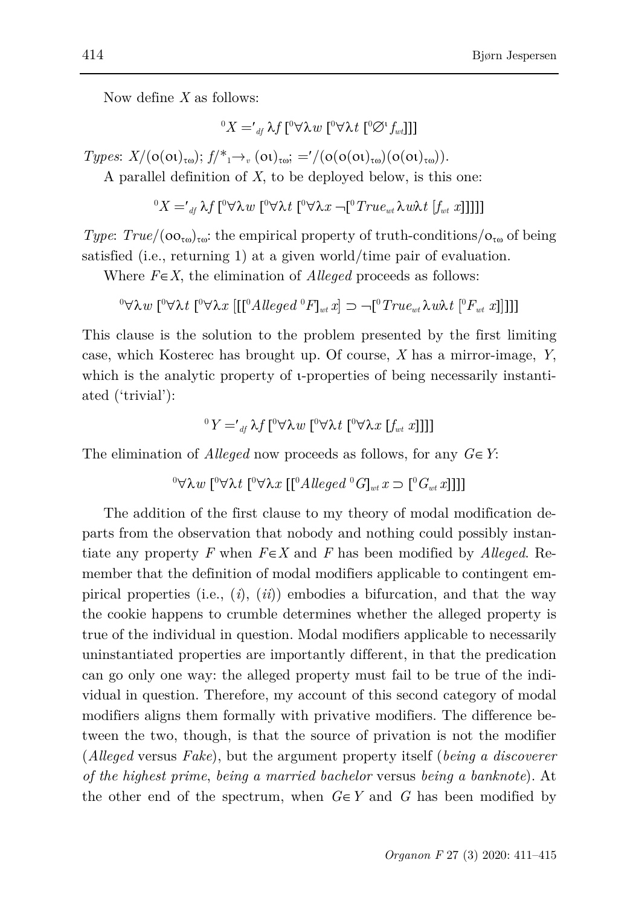Now define $X$ as follows:

$$^{0}X =\prime_{df} \lambda f\, [^{0}\forall\lambda w\, [^{0}\forall\lambda t\, [^{0}\varnothing^{\iota} f_{wt}]]]$$

*Types*: $X/(o(o\iota)_{\tau\omega})$; $f/*_1 \rightarrow_v (o\iota)_{\tau\omega}$; $=\prime/(o(o(o\iota)_{\tau\omega})(o(o\iota)_{\tau\omega}))$.

A parallel definition of $X$, to be deployed below, is this one:

$$^{0}X =\prime_{df} \lambda f\, [^{0}\forall\lambda w\, [^{0}\forall\lambda t\, [^{0}\forall\lambda x\, \neg[^{0}True_{wt}\, \lambda w\lambda t\, [f_{wt}\, x]]]]]$$

*Type*: $True/(oo_{\tau\omega})_{\tau\omega}$: the empirical property of truth-conditions/$o_{\tau\omega}$ of being satisfied (i.e., returning 1) at a given world/time pair of evaluation.

Where $F \in X$, the elimination of *Alleged* proceeds as follows:

$$^{0}\forall\lambda w\, [^{0}\forall\lambda t\, [^{0}\forall\lambda x\, [[[^{0}Alleged\, ^{0}F]_{wt}\, x] \supset \neg[^{0}True_{wt}\, \lambda w\lambda t\, [^{0}F_{wt}\, x]]]]]$$

This clause is the solution to the problem presented by the first limiting case, which Kosterec has brought up. Of course, $X$ has a mirror-image, $Y$, which is the analytic property of ι-properties of being necessarily instantiated ('trivial'):

$$^{0}Y =\prime_{df} \lambda f\, [^{0}\forall\lambda w\, [^{0}\forall\lambda t\, [^{0}\forall\lambda x\, [f_{wt}\, x]]]]$$

The elimination of *Alleged* now proceeds as follows, for any $G \in Y$:

$$^{0}\forall\lambda w\, [^{0}\forall\lambda t\, [^{0}\forall\lambda x\, [[^{0}Alleged\, ^{0}G]_{wt}\, x \supset [^{0}G_{wt}\, x]]]]$$

The addition of the first clause to my theory of modal modification departs from the observation that nobody and nothing could possibly instantiate any property $F$ when $F \in X$ and $F$ has been modified by *Alleged*. Remember that the definition of modal modifiers applicable to contingent empirical properties (i.e., (*i*), (*ii*)) embodies a bifurcation, and that the way the cookie happens to crumble determines whether the alleged property is true of the individual in question. Modal modifiers applicable to necessarily uninstantiated properties are importantly different, in that the predication can go only one way: the alleged property must fail to be true of the individual in question. Therefore, my account of this second category of modal modifiers aligns them formally with privative modifiers. The difference between the two, though, is that the source of privation is not the modifier (*Alleged* versus *Fake*), but the argument property itself (*being a discoverer of the highest prime*, *being a married bachelor* versus *being a banknote*). At the other end of the spectrum, when $G \in Y$ and $G$ has been modified by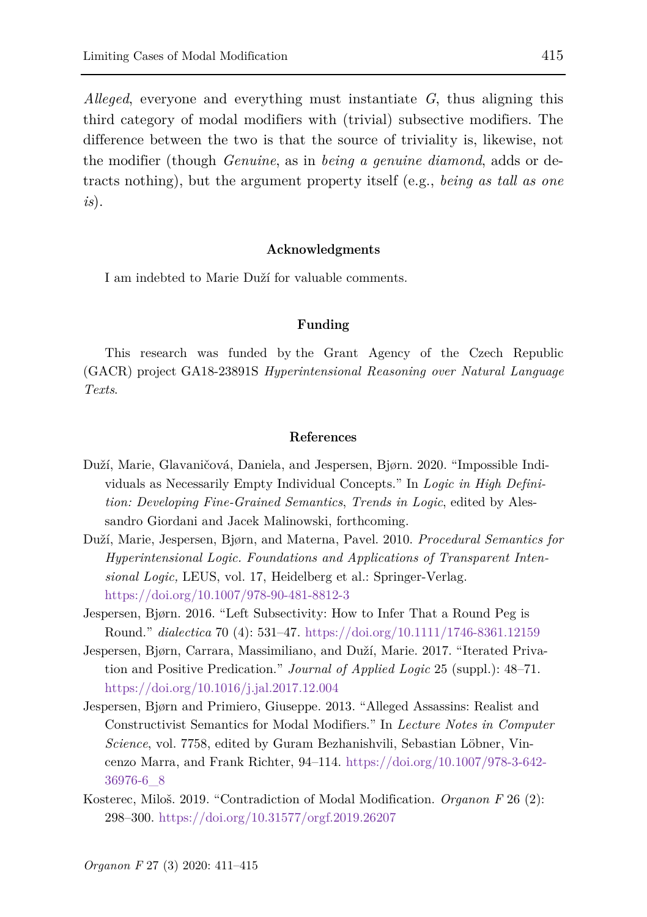*Alleged*, everyone and everything must instantiate $G$, thus aligning this third category of modal modifiers with (trivial) subsective modifiers. The difference between the two is that the source of triviality is, likewise, not the modifier (though *Genuine*, as in *being a genuine diamond*, adds or detracts nothing), but the argument property itself (e.g., *being as tall as one is*).

### Acknowledgments

I am indebted to Marie Duží for valuable comments.

### Funding

This research was funded by the Grant Agency of the Czech Republic (GACR) project GA18-23891S *Hyperintensional Reasoning over Natural Language Texts*.

### References

Duží, Marie, Glavaničová, Daniela, and Jespersen, Bjørn. 2020. "Impossible Individuals as Necessarily Empty Individual Concepts." In *Logic in High Definition: Developing Fine-Grained Semantics*, *Trends in Logic*, edited by Alessandro Giordani and Jacek Malinowski, forthcoming.

Duží, Marie, Jespersen, Bjørn, and Materna, Pavel. 2010. *Procedural Semantics for Hyperintensional Logic. Foundations and Applications of Transparent Intensional Logic,* LEUS, vol. 17, Heidelberg et al.: Springer-Verlag. https://doi.org/10.1007/978-90-481-8812-3

Jespersen, Bjørn. 2016. "Left Subsectivity: How to Infer That a Round Peg is Round." *dialectica* 70 (4): 531–47. https://doi.org/10.1111/1746-8361.12159

Jespersen, Bjørn, Carrara, Massimiliano, and Duží, Marie. 2017. "Iterated Privation and Positive Predication." *Journal of Applied Logic* 25 (suppl.): 48–71. https://doi.org/10.1016/j.jal.2017.12.004

Jespersen, Bjørn and Primiero, Giuseppe. 2013. "Alleged Assassins: Realist and Constructivist Semantics for Modal Modifiers." In *Lecture Notes in Computer Science*, vol. 7758, edited by Guram Bezhanishvili, Sebastian Löbner, Vincenzo Marra, and Frank Richter, 94–114. https://doi.org/10.1007/978-3-642-36976-6_8

Kosterec, Miloš. 2019. "Contradiction of Modal Modification. *Organon F* 26 (2): 298–300. https://doi.org/10.31577/orgf.2019.26207